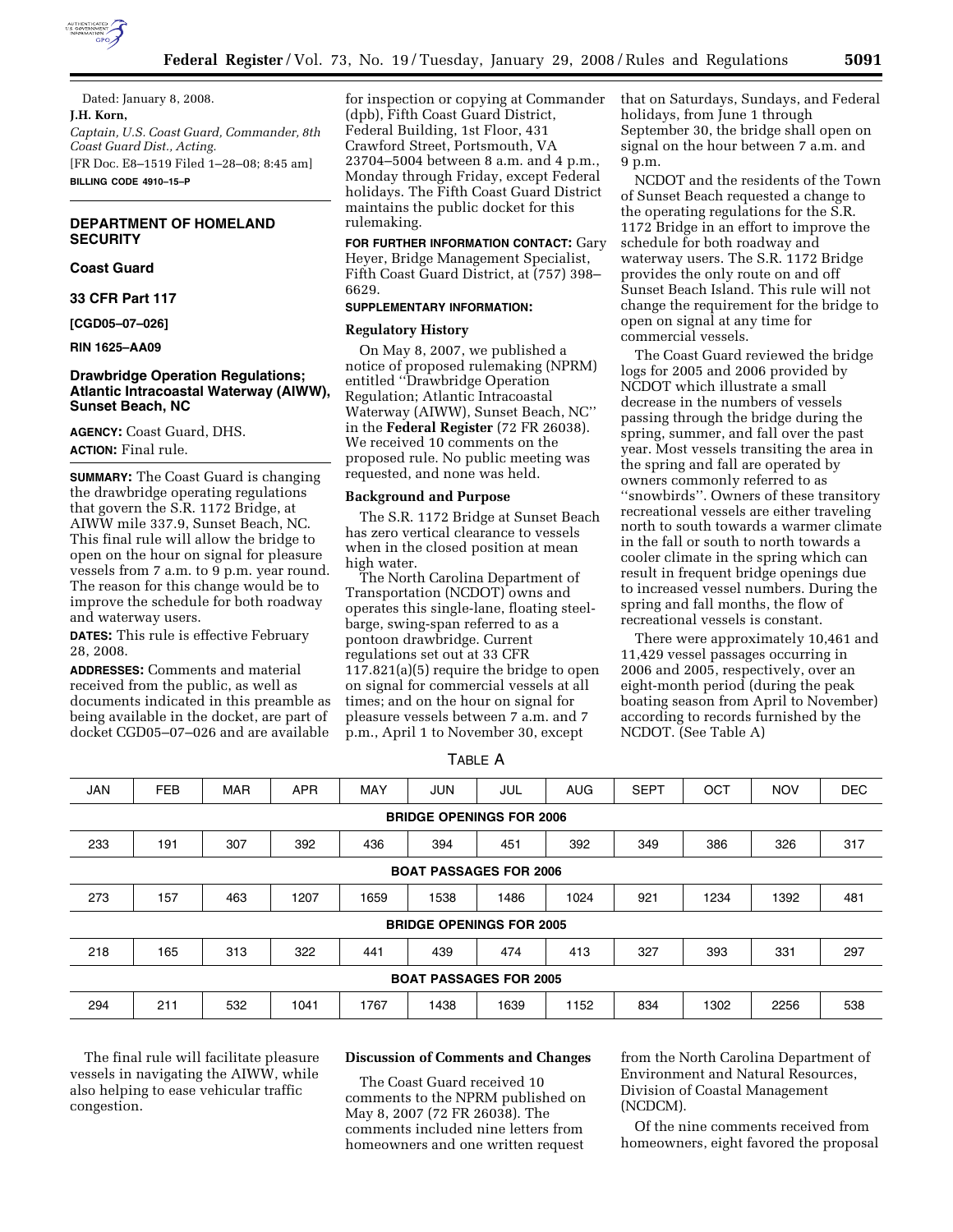Dated: January 8, 2008.

**J.H. Korn,**

*Captain, U.S. Coast Guard, Commander, 8th Coast Guard Dist., Acting.*

[FR Doc. E8–1519 Filed 1–28–08; 8:45 am]

**BILLING CODE 4910–15–P**

## DEPARTMENT OF HOMELAND SECURITY

### Coast Guard

### 33 CFR Part 117

**[CGD05–07–026]**

**RIN 1625–AA09**

## Drawbridge Operation Regulations; Atlantic Intracoastal Waterway (AIWW), Sunset Beach, NC

**AGENCY:** Coast Guard, DHS.

**ACTION:** Final rule.

**SUMMARY:** The Coast Guard is changing the drawbridge operating regulations that govern the S.R. 1172 Bridge, at AIWW mile 337.9, Sunset Beach, NC. This final rule will allow the bridge to open on the hour on signal for pleasure vessels from 7 a.m. to 9 p.m. year round. The reason for this change would be to improve the schedule for both roadway and waterway users.

**DATES:** This rule is effective February 28, 2008.

**ADDRESSES:** Comments and material received from the public, as well as documents indicated in this preamble as being available in the docket, are part of docket CGD05–07–026 and are available for inspection or copying at Commander (dpb), Fifth Coast Guard District, Federal Building, 1st Floor, 431 Crawford Street, Portsmouth, VA 23704–5004 between 8 a.m. and 4 p.m., Monday through Friday, except Federal holidays. The Fifth Coast Guard District maintains the public docket for this rulemaking.

**FOR FURTHER INFORMATION CONTACT:** Gary Heyer, Bridge Management Specialist, Fifth Coast Guard District, at (757) 398–6629.

**SUPPLEMENTARY INFORMATION:**

### Regulatory History

On May 8, 2007, we published a notice of proposed rulemaking (NPRM) entitled ''Drawbridge Operation Regulation; Atlantic Intracoastal Waterway (AIWW), Sunset Beach, NC'' in the **Federal Register** (72 FR 26038). We received 10 comments on the proposed rule. No public meeting was requested, and none was held.

### Background and Purpose

The S.R. 1172 Bridge at Sunset Beach has zero vertical clearance to vessels when in the closed position at mean high water.

The North Carolina Department of Transportation (NCDOT) owns and operates this single-lane, floating steel-barge, swing-span referred to as a pontoon drawbridge. Current regulations set out at 33 CFR 117.821(a)(5) require the bridge to open on signal for commercial vessels at all times; and on the hour on signal for pleasure vessels between 7 a.m. and 7 p.m., April 1 to November 30, except that on Saturdays, Sundays, and Federal holidays, from June 1 through September 30, the bridge shall open on signal on the hour between 7 a.m. and 9 p.m.

NCDOT and the residents of the Town of Sunset Beach requested a change to the operating regulations for the S.R. 1172 Bridge in an effort to improve the schedule for both roadway and waterway users. The S.R. 1172 Bridge provides the only route on and off Sunset Beach Island. This rule will not change the requirement for the bridge to open on signal at any time for commercial vessels.

The Coast Guard reviewed the bridge logs for 2005 and 2006 provided by NCDOT which illustrate a small decrease in the numbers of vessels passing through the bridge during the spring, summer, and fall over the past year. Most vessels transiting the area in the spring and fall are operated by owners commonly referred to as ''snowbirds''. Owners of these transitory recreational vessels are either traveling north to south towards a warmer climate in the fall or south to north towards a cooler climate in the spring which can result in frequent bridge openings due to increased vessel numbers. During the spring and fall months, the flow of recreational vessels is constant.

There were approximately 10,461 and 11,429 vessel passages occurring in 2006 and 2005, respectively, over an eight-month period (during the peak boating season from April to November) according to records furnished by the NCDOT. (See Table A)

TABLE A

| JAN | FEB | MAR | APR | MAY | JUN | JUL | AUG | SEPT | OCT | NOV | DEC |
|---|---|---|---|---|---|---|---|---|---|---|---|
| **BRIDGE OPENINGS FOR 2006** | | | | | | | | | | | |
| 233 | 191 | 307 | 392 | 436 | 394 | 451 | 392 | 349 | 386 | 326 | 317 |
| **BOAT PASSAGES FOR 2006** | | | | | | | | | | | |
| 273 | 157 | 463 | 1207 | 1659 | 1538 | 1486 | 1024 | 921 | 1234 | 1392 | 481 |
| **BRIDGE OPENINGS FOR 2005** | | | | | | | | | | | |
| 218 | 165 | 313 | 322 | 441 | 439 | 474 | 413 | 327 | 393 | 331 | 297 |
| **BOAT PASSAGES FOR 2005** | | | | | | | | | | | |
| 294 | 211 | 532 | 1041 | 1767 | 1438 | 1639 | 1152 | 834 | 1302 | 2256 | 538 |

The final rule will facilitate pleasure vessels in navigating the AIWW, while also helping to ease vehicular traffic congestion.

### Discussion of Comments and Changes

The Coast Guard received 10 comments to the NPRM published on May 8, 2007 (72 FR 26038). The comments included nine letters from homeowners and one written request from the North Carolina Department of Environment and Natural Resources, Division of Coastal Management (NCDCM).

Of the nine comments received from homeowners, eight favored the proposal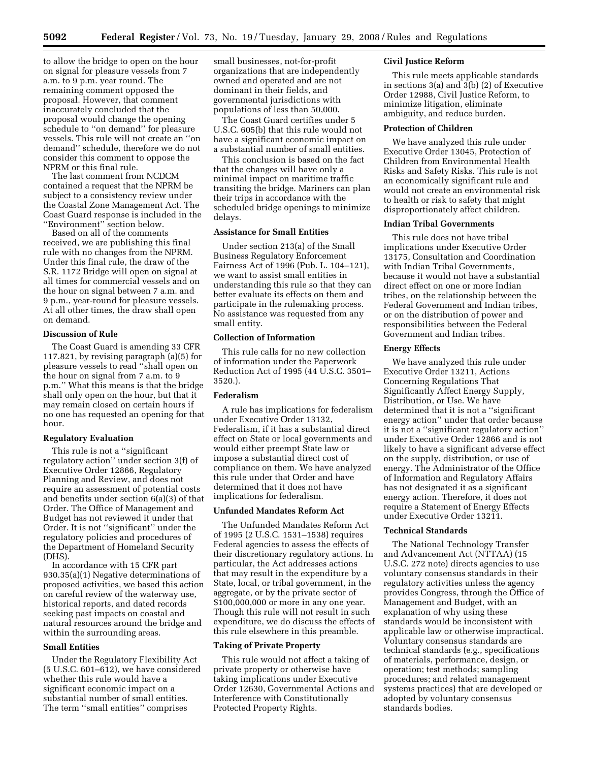to allow the bridge to open on the hour on signal for pleasure vessels from 7 a.m. to 9 p.m. year round. The remaining comment opposed the proposal. However, that comment inaccurately concluded that the proposal would change the opening schedule to ''on demand'' for pleasure vessels. This rule will not create an ''on demand'' schedule, therefore we do not consider this comment to oppose the NPRM or this final rule.

The last comment from NCDCM contained a request that the NPRM be subject to a consistency review under the Coastal Zone Management Act. The Coast Guard response is included in the ''Environment'' section below.

Based on all of the comments received, we are publishing this final rule with no changes from the NPRM. Under this final rule, the draw of the S.R. 1172 Bridge will open on signal at all times for commercial vessels and on the hour on signal between 7 a.m. and 9 p.m., year-round for pleasure vessels. At all other times, the draw shall open on demand.

**Discussion of Rule**

The Coast Guard is amending 33 CFR 117.821, by revising paragraph (a)(5) for pleasure vessels to read ''shall open on the hour on signal from 7 a.m. to 9 p.m.'' What this means is that the bridge shall only open on the hour, but that it may remain closed on certain hours if no one has requested an opening for that hour.

**Regulatory Evaluation**

This rule is not a ''significant regulatory action'' under section 3(f) of Executive Order 12866, Regulatory Planning and Review, and does not require an assessment of potential costs and benefits under section 6(a)(3) of that Order. The Office of Management and Budget has not reviewed it under that Order. It is not ''significant'' under the regulatory policies and procedures of the Department of Homeland Security (DHS).

In accordance with 15 CFR part 930.35(a)(1) Negative determinations of proposed activities, we based this action on careful review of the waterway use, historical reports, and dated records seeking past impacts on coastal and natural resources around the bridge and within the surrounding areas.

**Small Entities**

Under the Regulatory Flexibility Act (5 U.S.C. 601–612), we have considered whether this rule would have a significant economic impact on a substantial number of small entities. The term ''small entities'' comprises small businesses, not-for-profit organizations that are independently owned and operated and are not dominant in their fields, and governmental jurisdictions with populations of less than 50,000.

The Coast Guard certifies under 5 U.S.C. 605(b) that this rule would not have a significant economic impact on a substantial number of small entities.

This conclusion is based on the fact that the changes will have only a minimal impact on maritime traffic transiting the bridge. Mariners can plan their trips in accordance with the scheduled bridge openings to minimize delays.

**Assistance for Small Entities**

Under section 213(a) of the Small Business Regulatory Enforcement Fairness Act of 1996 (Pub. L. 104–121), we want to assist small entities in understanding this rule so that they can better evaluate its effects on them and participate in the rulemaking process. No assistance was requested from any small entity.

**Collection of Information**

This rule calls for no new collection of information under the Paperwork Reduction Act of 1995 (44 U.S.C. 3501–3520.).

**Federalism**

A rule has implications for federalism under Executive Order 13132, Federalism, if it has a substantial direct effect on State or local governments and would either preempt State law or impose a substantial direct cost of compliance on them. We have analyzed this rule under that Order and have determined that it does not have implications for federalism.

**Unfunded Mandates Reform Act**

The Unfunded Mandates Reform Act of 1995 (2 U.S.C. 1531–1538) requires Federal agencies to assess the effects of their discretionary regulatory actions. In particular, the Act addresses actions that may result in the expenditure by a State, local, or tribal government, in the aggregate, or by the private sector of $100,000,000 or more in any one year. Though this rule will not result in such expenditure, we do discuss the effects of this rule elsewhere in this preamble.

**Taking of Private Property**

This rule would not affect a taking of private property or otherwise have taking implications under Executive Order 12630, Governmental Actions and Interference with Constitutionally Protected Property Rights.

**Civil Justice Reform**

This rule meets applicable standards in sections 3(a) and 3(b) (2) of Executive Order 12988, Civil Justice Reform, to minimize litigation, eliminate ambiguity, and reduce burden.

**Protection of Children**

We have analyzed this rule under Executive Order 13045, Protection of Children from Environmental Health Risks and Safety Risks. This rule is not an economically significant rule and would not create an environmental risk to health or risk to safety that might disproportionately affect children.

**Indian Tribal Governments**

This rule does not have tribal implications under Executive Order 13175, Consultation and Coordination with Indian Tribal Governments, because it would not have a substantial direct effect on one or more Indian tribes, on the relationship between the Federal Government and Indian tribes, or on the distribution of power and responsibilities between the Federal Government and Indian tribes.

**Energy Effects**

We have analyzed this rule under Executive Order 13211, Actions Concerning Regulations That Significantly Affect Energy Supply, Distribution, or Use. We have determined that it is not a ''significant energy action'' under that order because it is not a ''significant regulatory action'' under Executive Order 12866 and is not likely to have a significant adverse effect on the supply, distribution, or use of energy. The Administrator of the Office of Information and Regulatory Affairs has not designated it as a significant energy action. Therefore, it does not require a Statement of Energy Effects under Executive Order 13211.

**Technical Standards**

The National Technology Transfer and Advancement Act (NTTAA) (15 U.S.C. 272 note) directs agencies to use voluntary consensus standards in their regulatory activities unless the agency provides Congress, through the Office of Management and Budget, with an explanation of why using these standards would be inconsistent with applicable law or otherwise impractical. Voluntary consensus standards are technical standards (e.g., specifications of materials, performance, design, or operation; test methods; sampling procedures; and related management systems practices) that are developed or adopted by voluntary consensus standards bodies.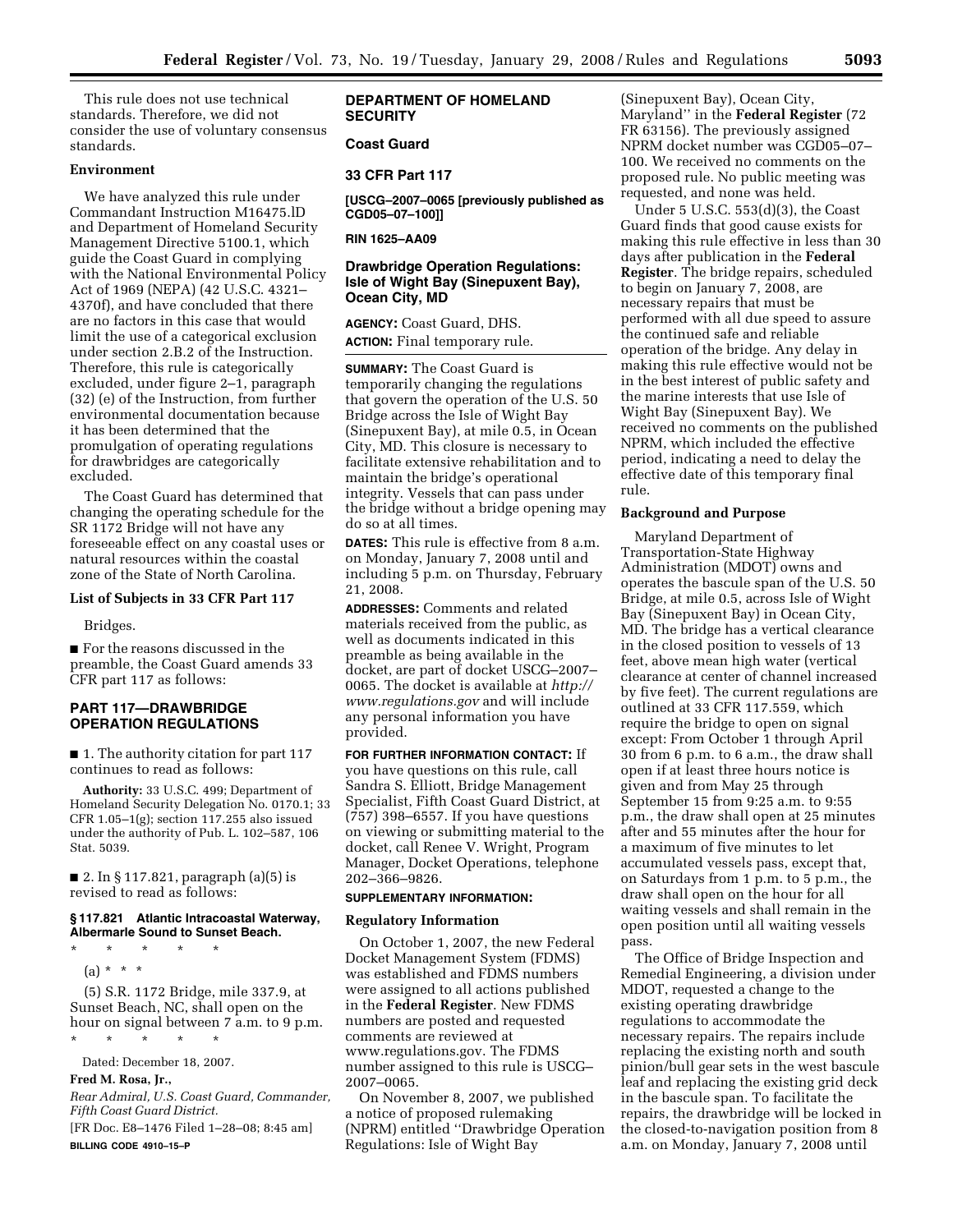This rule does not use technical standards. Therefore, we did not consider the use of voluntary consensus standards.

**Environment**

We have analyzed this rule under Commandant Instruction M16475.lD and Department of Homeland Security Management Directive 5100.1, which guide the Coast Guard in complying with the National Environmental Policy Act of 1969 (NEPA) (42 U.S.C. 4321–4370f), and have concluded that there are no factors in this case that would limit the use of a categorical exclusion under section 2.B.2 of the Instruction. Therefore, this rule is categorically excluded, under figure 2–1, paragraph (32) (e) of the Instruction, from further environmental documentation because it has been determined that the promulgation of operating regulations for drawbridges are categorically excluded.

The Coast Guard has determined that changing the operating schedule for the SR 1172 Bridge will not have any foreseeable effect on any coastal uses or natural resources within the coastal zone of the State of North Carolina.

**List of Subjects in 33 CFR Part 117**

Bridges.

■ For the reasons discussed in the preamble, the Coast Guard amends 33 CFR part 117 as follows:

## PART 117—DRAWBRIDGE OPERATION REGULATIONS

■ 1. The authority citation for part 117 continues to read as follows:

**Authority:** 33 U.S.C. 499; Department of Homeland Security Delegation No. 0170.1; 33 CFR 1.05–1(g); section 117.255 also issued under the authority of Pub. L. 102–587, 106 Stat. 5039.

■ 2. In § 117.821, paragraph (a)(5) is revised to read as follows:

**§ 117.821 Atlantic Intracoastal Waterway, Albermarle Sound to Sunset Beach.**

\* \* \* \* \*

(a) \* \* \*

(5) S.R. 1172 Bridge, mile 337.9, at Sunset Beach, NC, shall open on the hour on signal between 7 a.m. to 9 p.m.

\* \* \* \* \*

Dated: December 18, 2007.

**Fred M. Rosa, Jr.,**

*Rear Admiral, U.S. Coast Guard, Commander, Fifth Coast Guard District.*

[FR Doc. E8–1476 Filed 1–28–08; 8:45 am]

**BILLING CODE 4910–15–P**

## DEPARTMENT OF HOMELAND SECURITY

## Coast Guard

## 33 CFR Part 117

**[USCG–2007–0065 [previously published as CGD05–07–100]]**

**RIN 1625–AA09**

## Drawbridge Operation Regulations: Isle of Wight Bay (Sinepuxent Bay), Ocean City, MD

**AGENCY:** Coast Guard, DHS.

**ACTION:** Final temporary rule.

**SUMMARY:** The Coast Guard is temporarily changing the regulations that govern the operation of the U.S. 50 Bridge across the Isle of Wight Bay (Sinepuxent Bay), at mile 0.5, in Ocean City, MD. This closure is necessary to facilitate extensive rehabilitation and to maintain the bridge's operational integrity. Vessels that can pass under the bridge without a bridge opening may do so at all times.

**DATES:** This rule is effective from 8 a.m. on Monday, January 7, 2008 until and including 5 p.m. on Thursday, February 21, 2008.

**ADDRESSES:** Comments and related materials received from the public, as well as documents indicated in this preamble as being available in the docket, are part of docket USCG–2007–0065. The docket is available at *http://www.regulations.gov* and will include any personal information you have provided.

**FOR FURTHER INFORMATION CONTACT:** If you have questions on this rule, call Sandra S. Elliott, Bridge Management Specialist, Fifth Coast Guard District, at (757) 398–6557. If you have questions on viewing or submitting material to the docket, call Renee V. Wright, Program Manager, Docket Operations, telephone 202–366–9826.

**SUPPLEMENTARY INFORMATION:**

**Regulatory Information**

On October 1, 2007, the new Federal Docket Management System (FDMS) was established and FDMS numbers were assigned to all actions published in the **Federal Register**. New FDMS numbers are posted and requested comments are reviewed at www.regulations.gov. The FDMS number assigned to this rule is USCG–2007–0065.

On November 8, 2007, we published a notice of proposed rulemaking (NPRM) entitled "Drawbridge Operation Regulations: Isle of Wight Bay (Sinepuxent Bay), Ocean City, Maryland" in the **Federal Register** (72 FR 63156). The previously assigned NPRM docket number was CGD05–07–100. We received no comments on the proposed rule. No public meeting was requested, and none was held.

Under 5 U.S.C. 553(d)(3), the Coast Guard finds that good cause exists for making this rule effective in less than 30 days after publication in the **Federal Register**. The bridge repairs, scheduled to begin on January 7, 2008, are necessary repairs that must be performed with all due speed to assure the continued safe and reliable operation of the bridge. Any delay in making this rule effective would not be in the best interest of public safety and the marine interests that use Isle of Wight Bay (Sinepuxent Bay). We received no comments on the published NPRM, which included the effective period, indicating a need to delay the effective date of this temporary final rule.

**Background and Purpose**

Maryland Department of Transportation-State Highway Administration (MDOT) owns and operates the bascule span of the U.S. 50 Bridge, at mile 0.5, across Isle of Wight Bay (Sinepuxent Bay) in Ocean City, MD. The bridge has a vertical clearance in the closed position to vessels of 13 feet, above mean high water (vertical clearance at center of channel increased by five feet). The current regulations are outlined at 33 CFR 117.559, which require the bridge to open on signal except: From October 1 through April 30 from 6 p.m. to 6 a.m., the draw shall open if at least three hours notice is given and from May 25 through September 15 from 9:25 a.m. to 9:55 p.m., the draw shall open at 25 minutes after and 55 minutes after the hour for a maximum of five minutes to let accumulated vessels pass, except that, on Saturdays from 1 p.m. to 5 p.m., the draw shall open on the hour for all waiting vessels and shall remain in the open position until all waiting vessels pass.

The Office of Bridge Inspection and Remedial Engineering, a division under MDOT, requested a change to the existing operating drawbridge regulations to accommodate the necessary repairs. The repairs include replacing the existing north and south pinion/bull gear sets in the west bascule leaf and replacing the existing grid deck in the bascule span. To facilitate the repairs, the drawbridge will be locked in the closed-to-navigation position from 8 a.m. on Monday, January 7, 2008 until